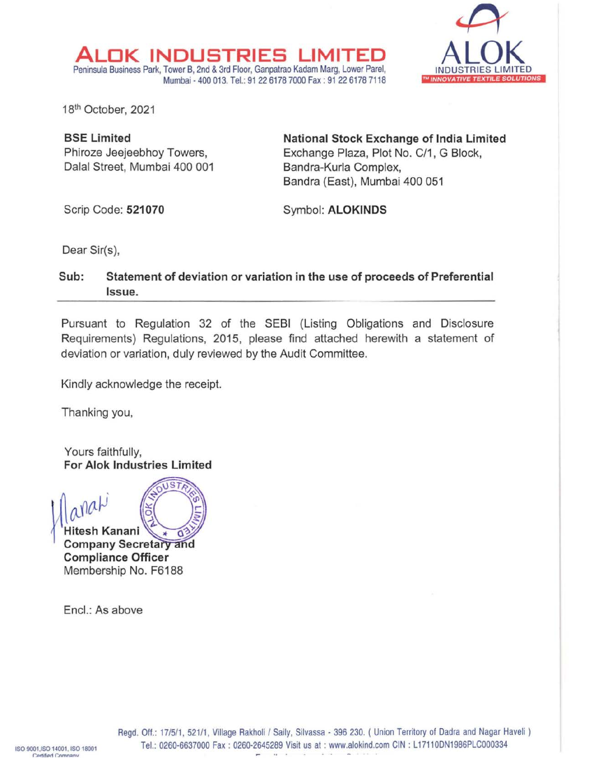# ALOK INDUSTRIES LIMITED

Peninsula Business Park, Tower B, 2nd & 3rd Floor, Ganpatrao Kadam Marg, Lower Parel, Mumbai - 400 013. Tel.: 91 22 6178 7000 Fax : 91 22 6178 7118

ALOK INDUSTRIES LIMITED
INNOVATIVE TEXTILE SOLUTIONS

18th October, 2021

**BSE Limited**
Phiroze Jeejeebhoy Towers,
Dalal Street, Mumbai 400 001

**National Stock Exchange of India Limited**
Exchange Plaza, Plot No. C/1, G Block,
Bandra-Kurla Complex,
Bandra (East), Mumbai 400 051

Scrip Code: **521070**

Symbol: **ALOKINDS**

Dear Sir(s),

**Sub: Statement of deviation or variation in the use of proceeds of Preferential Issue.**

Pursuant to Regulation 32 of the SEBI (Listing Obligations and Disclosure Requirements) Regulations, 2015, please find attached herewith a statement of deviation or variation, duly reviewed by the Audit Committee.

Kindly acknowledge the receipt.

Thanking you,

Yours faithfully,
**For Alok Industries Limited**

**Hitesh Kanani**
**Company Secretary and Compliance Officer**
Membership No. F6188

Encl.: As above

Regd. Off.: 17/5/1, 521/1, Village Rakholi / Saily, Silvassa - 396 230. ( Union Territory of Dadra and Nagar Haveli )
Tel.: 0260-6637000 Fax : 0260-2645289 Visit us at : www.alokind.com CIN : L17110DN1986PLC000334

ISO 9001,ISO 14001, ISO 18001 Certified Company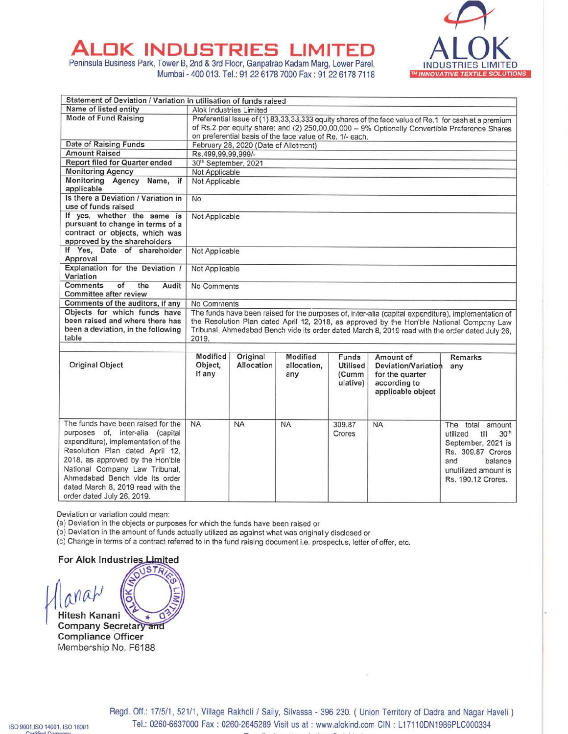# ALOK INDUSTRIES LIMITED

Peninsula Business Park, Tower B, 2nd & 3rd Floor, Ganpatrao Kadam Marg, Lower Parel, Mumbai - 400 013. Tel.: 91 22 6178 7000 Fax : 91 22 6178 7118

| Statement of Deviation / Variation in utilisation of funds raised | |
|---|---|
| Name of listed entity | Alok Industries Limited |
| Mode of Fund Raising | Preferential Issue of (1) 83,33,33,333 equity shares of the face value of Re.1 for cash at a premium of Rs.2 per equity share; and (2) 250,00,00,000 – 9% Optionally Convertible Preference Shares on preferential basis of the face value of Re. 1/- each. |
| Date of Raising Funds | February 28, 2020 (Date of Allotment) |
| Amount Raised | Rs.499,99,99,999/- |
| Report filed for Quarter ended | 30th September, 2021 |
| Monitoring Agency | Not Applicable |
| Monitoring Agency Name, if applicable | Not Applicable |
| Is there a Deviation / Variation in use of funds raised | No |
| If yes, whether the same is pursuant to change in terms of a contract or objects, which was approved by the shareholders | Not Applicable |
| If Yes, Date of shareholder Approval | Not Applicable |
| Explanation for the Deviation / Variation | Not Applicable |
| Comments of the Audit Committee after review | No Comments |
| Comments of the auditors, if any | No Comments |
| Objects for which funds have been raised and where there has been a deviation, in the following table | The funds have been raised for the purposes of, inter-alia (capital expenditure), implementation of the Resolution Plan dated April 12, 2018, as approved by the Hon'ble National Company Law Tribunal, Ahmedabad Bench vide its order dated March 8, 2019 read with the order dated July 26, 2019. |

| Original Object | Modified Object, if any | Original Allocation | Modified allocation, any | Funds Utilised (Cummulative) | Amount of Deviation/Variation for the quarter according to applicable object | Remarks any |
|---|---|---|---|---|---|---|
| The funds have been raised for the purposes of, inter-alia (capital expenditure), implementation of the Resolution Plan dated April 12, 2018, as approved by the Hon'ble National Company Law Tribunal, Ahmedabad Bench vide its order dated March 8, 2019 read with the order dated July 26, 2019. | NA | NA | NA | 309.87 Crores | NA | The total amount utilized till 30th September, 2021 is Rs. 309.87 Crores and balance unutilized amount is Rs. 190.12 Crores. |

Deviation or variation could mean:

(a) Deviation in the objects or purposes for which the funds have been raised or

(b) Deviation in the amount of funds actually utilized as against what was originally disclosed or

(c) Change in terms of a contract referred to in the fund raising document i.e. prospectus, letter of offer, etc.

**For Alok Industries Limited**

**Hitesh Kanani**
**Company Secretary and Compliance Officer**
Membership No. F6188

Regd. Off.: 17/5/1, 521/1, Village Rakholi / Saily, Silvassa - 396 230. ( Union Territory of Dadra and Nagar Haveli )
Tel.: 0260-6637000 Fax : 0260-2645289 Visit us at : www.alokind.com CIN : L17110DN1986PLC000334

ISO 9001,ISO 14001, ISO 18001